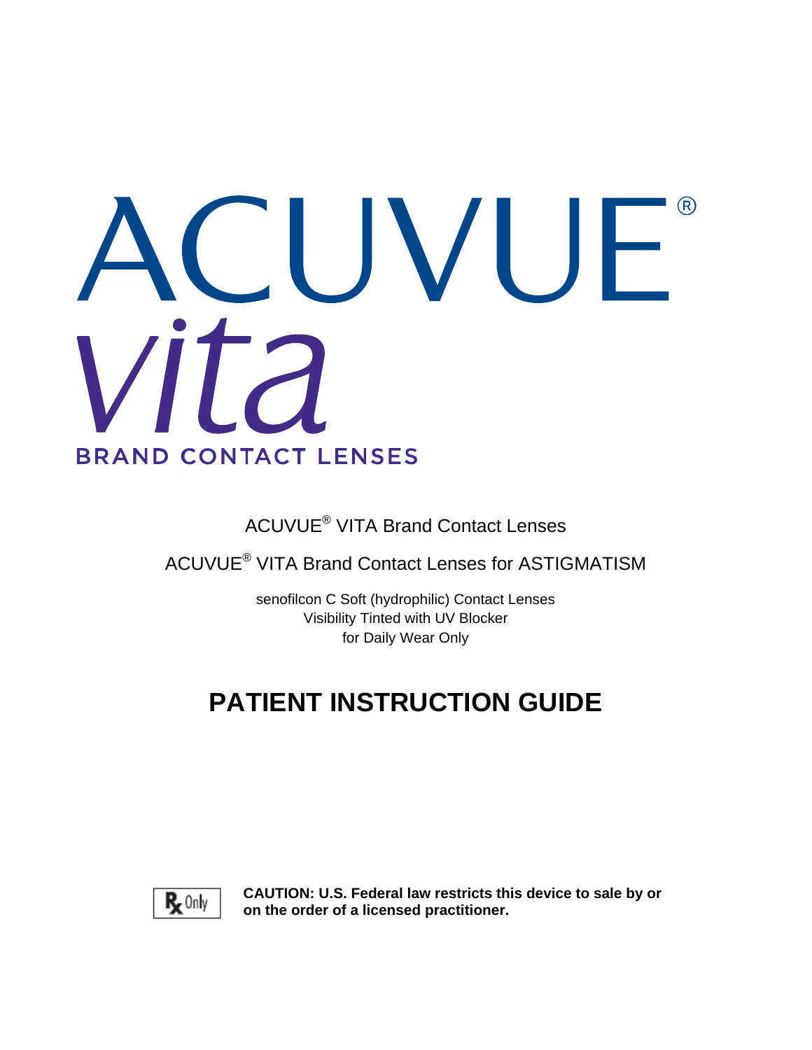# ACUVUE® vita

BRAND CONTACT LENSES

ACUVUE® VITA Brand Contact Lenses

ACUVUE® VITA Brand Contact Lenses for ASTIGMATISM

senofilcon C Soft (hydrophilic) Contact Lenses
Visibility Tinted with UV Blocker
for Daily Wear Only

# PATIENT INSTRUCTION GUIDE

Rx Only

**CAUTION: U.S. Federal law restricts this device to sale by or on the order of a licensed practitioner.**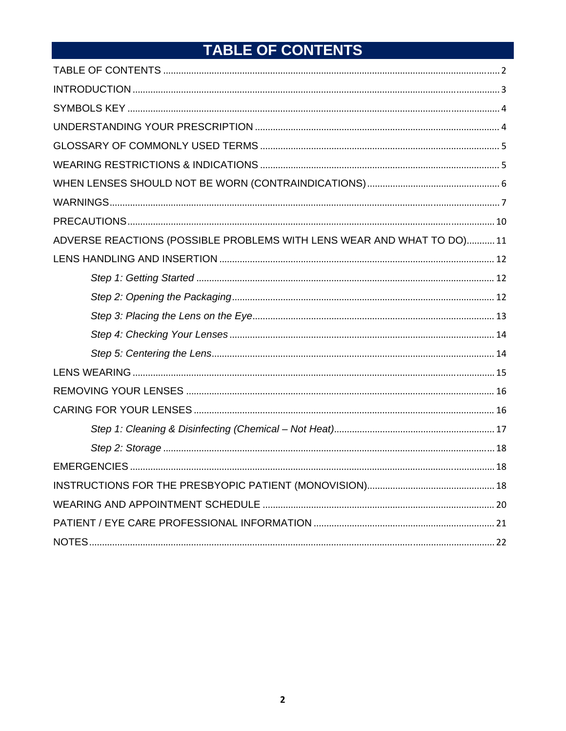# TABLE OF CONTENTS

TABLE OF CONTENTS .......... 2
INTRODUCTION .......... 3
SYMBOLS KEY .......... 4
UNDERSTANDING YOUR PRESCRIPTION .......... 4
GLOSSARY OF COMMONLY USED TERMS .......... 5
WEARING RESTRICTIONS & INDICATIONS .......... 5
WHEN LENSES SHOULD NOT BE WORN (CONTRAINDICATIONS) .......... 6
WARNINGS .......... 7
PRECAUTIONS .......... 10
ADVERSE REACTIONS (POSSIBLE PROBLEMS WITH LENS WEAR AND WHAT TO DO) .......... 11
LENS HANDLING AND INSERTION .......... 12
- *Step 1: Getting Started* .......... 12
- *Step 2: Opening the Packaging* .......... 12
- *Step 3: Placing the Lens on the Eye* .......... 13
- *Step 4: Checking Your Lenses* .......... 14
- *Step 5: Centering the Lens* .......... 14

LENS WEARING .......... 15
REMOVING YOUR LENSES .......... 16
CARING FOR YOUR LENSES .......... 16
- *Step 1: Cleaning & Disinfecting (Chemical – Not Heat)* .......... 17
- *Step 2: Storage* .......... 18

EMERGENCIES .......... 18
INSTRUCTIONS FOR THE PRESBYOPIC PATIENT (MONOVISION) .......... 18
WEARING AND APPOINTMENT SCHEDULE .......... 20
PATIENT / EYE CARE PROFESSIONAL INFORMATION .......... 21
NOTES .......... 22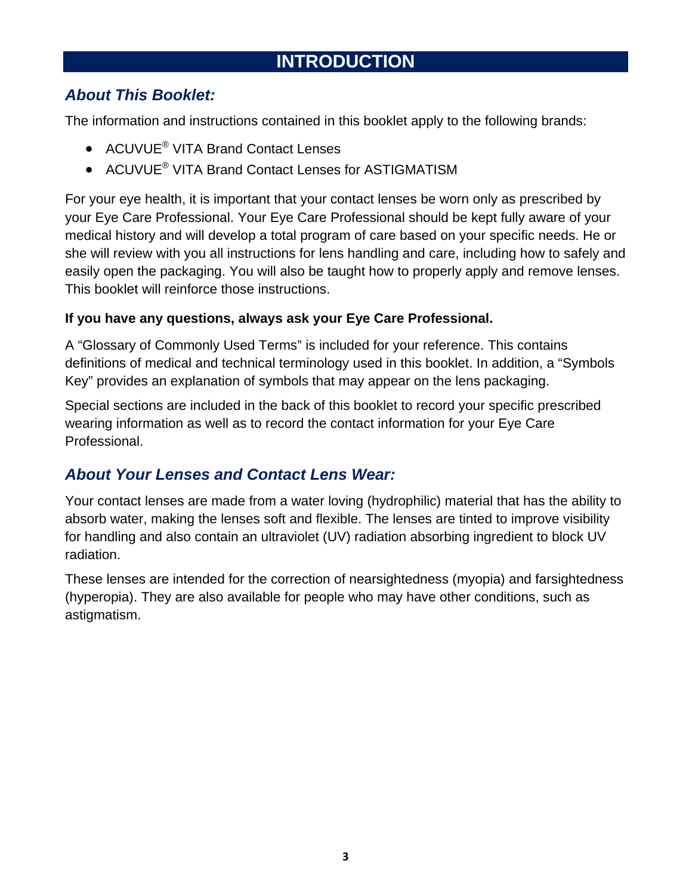# INTRODUCTION

## *About This Booklet:*

The information and instructions contained in this booklet apply to the following brands:

- ACUVUE® VITA Brand Contact Lenses
- ACUVUE® VITA Brand Contact Lenses for ASTIGMATISM

For your eye health, it is important that your contact lenses be worn only as prescribed by your Eye Care Professional. Your Eye Care Professional should be kept fully aware of your medical history and will develop a total program of care based on your specific needs. He or she will review with you all instructions for lens handling and care, including how to safely and easily open the packaging. You will also be taught how to properly apply and remove lenses. This booklet will reinforce those instructions.

**If you have any questions, always ask your Eye Care Professional.**

A "Glossary of Commonly Used Terms" is included for your reference. This contains definitions of medical and technical terminology used in this booklet. In addition, a "Symbols Key" provides an explanation of symbols that may appear on the lens packaging.

Special sections are included in the back of this booklet to record your specific prescribed wearing information as well as to record the contact information for your Eye Care Professional.

## *About Your Lenses and Contact Lens Wear:*

Your contact lenses are made from a water loving (hydrophilic) material that has the ability to absorb water, making the lenses soft and flexible. The lenses are tinted to improve visibility for handling and also contain an ultraviolet (UV) radiation absorbing ingredient to block UV radiation.

These lenses are intended for the correction of nearsightedness (myopia) and farsightedness (hyperopia). They are also available for people who may have other conditions, such as astigmatism.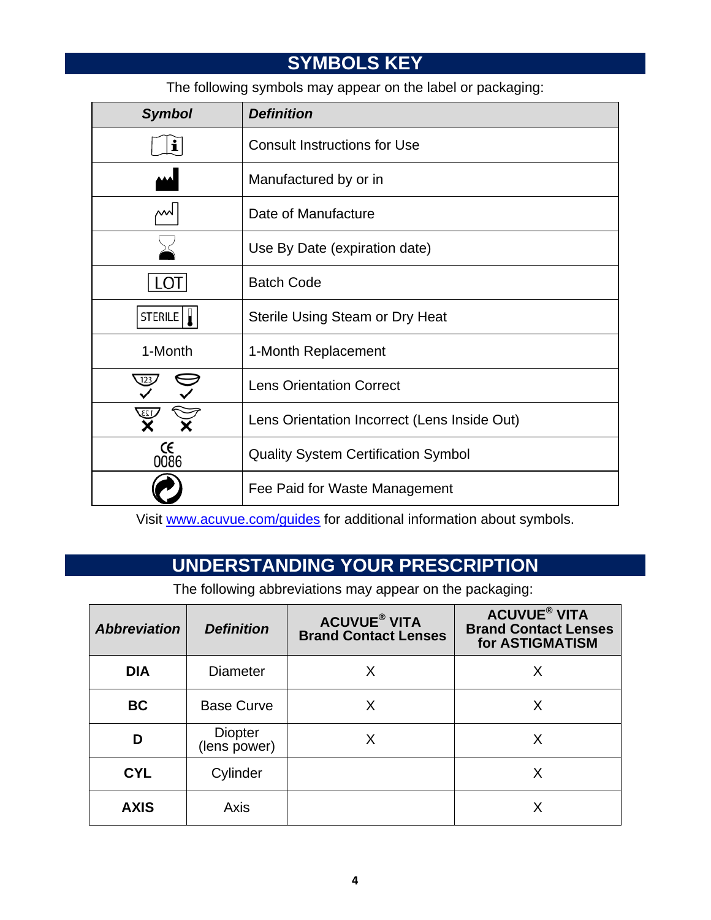## SYMBOLS KEY

The following symbols may appear on the label or packaging:

| *Symbol* | *Definition* |
|---|---|
| | Consult Instructions for Use |
| | Manufactured by or in |
| | Date of Manufacture |
| | Use By Date (expiration date) |
| LOT | Batch Code |
| STERILE | Sterile Using Steam or Dry Heat |
| 1-Month | 1-Month Replacement |
| | Lens Orientation Correct |
| | Lens Orientation Incorrect (Lens Inside Out) |
| CE 0086 | Quality System Certification Symbol |
| | Fee Paid for Waste Management |

Visit www.acuvue.com/guides for additional information about symbols.

## UNDERSTANDING YOUR PRESCRIPTION

The following abbreviations may appear on the packaging:

| *Abbreviation* | *Definition* | ACUVUE® VITA Brand Contact Lenses | ACUVUE® VITA Brand Contact Lenses for ASTIGMATISM |
|---|---|---|---|
| **DIA** | Diameter | X | X |
| **BC** | Base Curve | X | X |
| **D** | Diopter (lens power) | X | X |
| **CYL** | Cylinder | | X |
| **AXIS** | Axis | | X |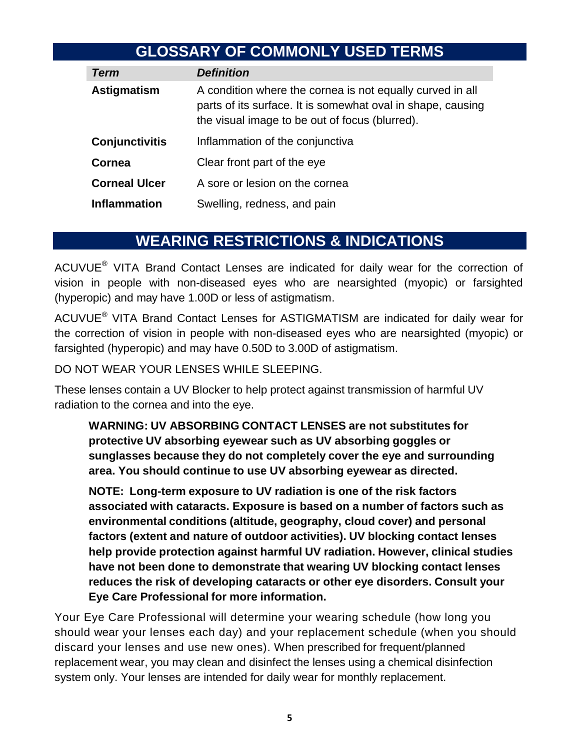## GLOSSARY OF COMMONLY USED TERMS

| *Term* | *Definition* |
|---|---|
| **Astigmatism** | A condition where the cornea is not equally curved in all parts of its surface. It is somewhat oval in shape, causing the visual image to be out of focus (blurred). |
| **Conjunctivitis** | Inflammation of the conjunctiva |
| **Cornea** | Clear front part of the eye |
| **Corneal Ulcer** | A sore or lesion on the cornea |
| **Inflammation** | Swelling, redness, and pain |

## WEARING RESTRICTIONS & INDICATIONS

ACUVUE® VITA Brand Contact Lenses are indicated for daily wear for the correction of vision in people with non-diseased eyes who are nearsighted (myopic) or farsighted (hyperopic) and may have 1.00D or less of astigmatism.

ACUVUE® VITA Brand Contact Lenses for ASTIGMATISM are indicated for daily wear for the correction of vision in people with non-diseased eyes who are nearsighted (myopic) or farsighted (hyperopic) and may have 0.50D to 3.00D of astigmatism.

DO NOT WEAR YOUR LENSES WHILE SLEEPING.

These lenses contain a UV Blocker to help protect against transmission of harmful UV radiation to the cornea and into the eye.

> **WARNING: UV ABSORBING CONTACT LENSES are not substitutes for protective UV absorbing eyewear such as UV absorbing goggles or sunglasses because they do not completely cover the eye and surrounding area. You should continue to use UV absorbing eyewear as directed.**
>
> **NOTE: Long-term exposure to UV radiation is one of the risk factors associated with cataracts. Exposure is based on a number of factors such as environmental conditions (altitude, geography, cloud cover) and personal factors (extent and nature of outdoor activities). UV blocking contact lenses help provide protection against harmful UV radiation. However, clinical studies have not been done to demonstrate that wearing UV blocking contact lenses reduces the risk of developing cataracts or other eye disorders. Consult your Eye Care Professional for more information.**

Your Eye Care Professional will determine your wearing schedule (how long you should wear your lenses each day) and your replacement schedule (when you should discard your lenses and use new ones). When prescribed for frequent/planned replacement wear, you may clean and disinfect the lenses using a chemical disinfection system only. Your lenses are intended for daily wear for monthly replacement.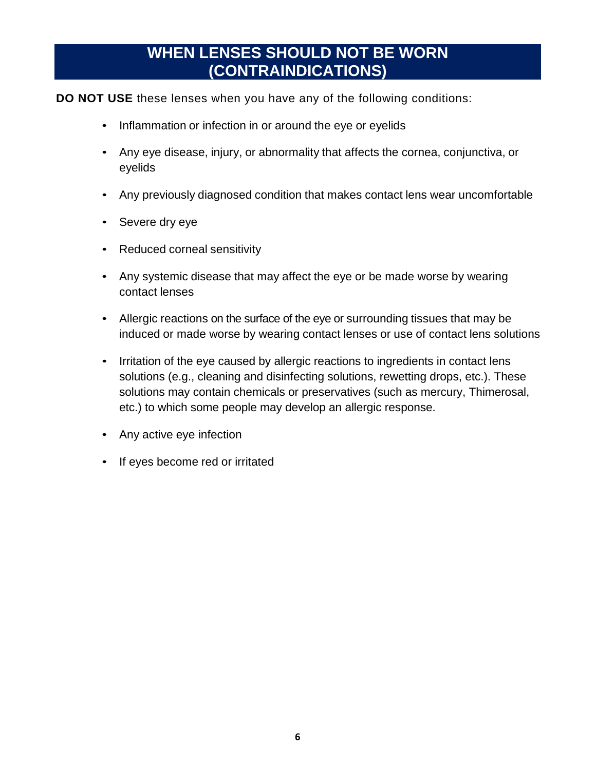## WHEN LENSES SHOULD NOT BE WORN (CONTRAINDICATIONS)

**DO NOT USE** these lenses when you have any of the following conditions:

- Inflammation or infection in or around the eye or eyelids
- Any eye disease, injury, or abnormality that affects the cornea, conjunctiva, or eyelids
- Any previously diagnosed condition that makes contact lens wear uncomfortable
- Severe dry eye
- Reduced corneal sensitivity
- Any systemic disease that may affect the eye or be made worse by wearing contact lenses
- Allergic reactions on the surface of the eye or surrounding tissues that may be induced or made worse by wearing contact lenses or use of contact lens solutions
- Irritation of the eye caused by allergic reactions to ingredients in contact lens solutions (e.g., cleaning and disinfecting solutions, rewetting drops, etc.). These solutions may contain chemicals or preservatives (such as mercury, Thimerosal, etc.) to which some people may develop an allergic response.
- Any active eye infection
- If eyes become red or irritated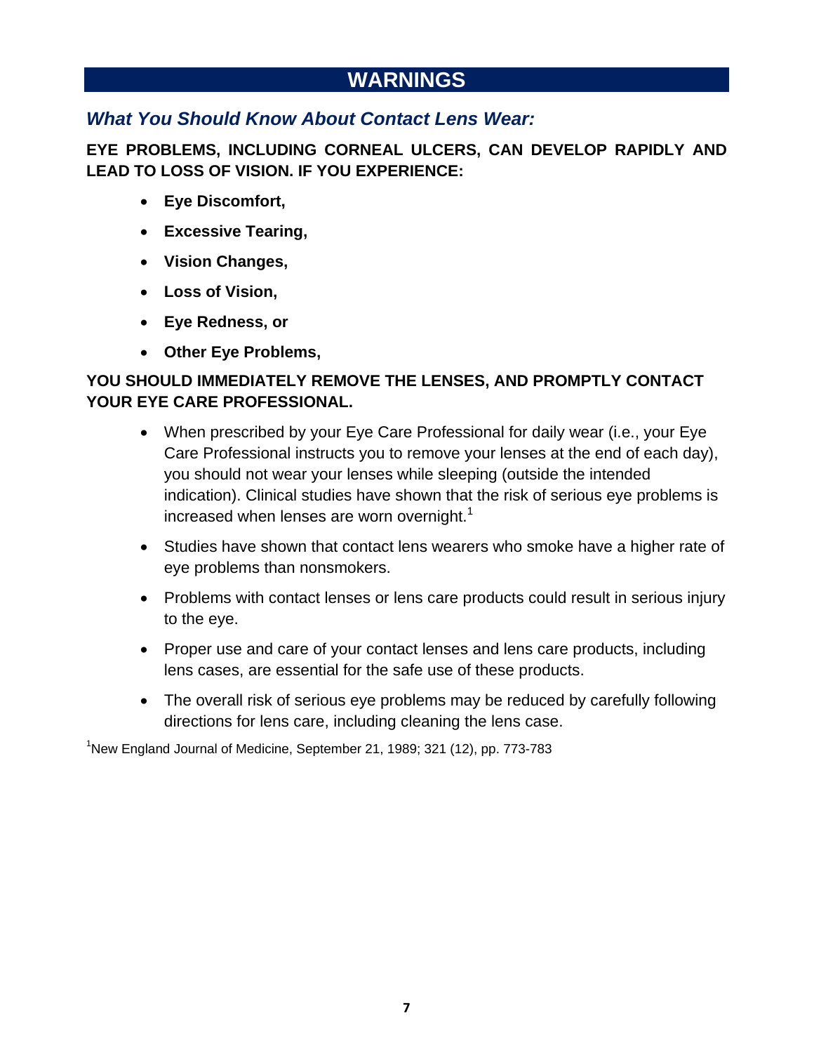# WARNINGS

## *What You Should Know About Contact Lens Wear:*

**EYE PROBLEMS, INCLUDING CORNEAL ULCERS, CAN DEVELOP RAPIDLY AND LEAD TO LOSS OF VISION. IF YOU EXPERIENCE:**

- **Eye Discomfort,**
- **Excessive Tearing,**
- **Vision Changes,**
- **Loss of Vision,**
- **Eye Redness, or**
- **Other Eye Problems,**

**YOU SHOULD IMMEDIATELY REMOVE THE LENSES, AND PROMPTLY CONTACT YOUR EYE CARE PROFESSIONAL.**

- When prescribed by your Eye Care Professional for daily wear (i.e., your Eye Care Professional instructs you to remove your lenses at the end of each day), you should not wear your lenses while sleeping (outside the intended indication). Clinical studies have shown that the risk of serious eye problems is increased when lenses are worn overnight.[1]
- Studies have shown that contact lens wearers who smoke have a higher rate of eye problems than nonsmokers.
- Problems with contact lenses or lens care products could result in serious injury to the eye.
- Proper use and care of your contact lenses and lens care products, including lens cases, are essential for the safe use of these products.
- The overall risk of serious eye problems may be reduced by carefully following directions for lens care, including cleaning the lens case.

[1]New England Journal of Medicine, September 21, 1989; 321 (12), pp. 773-783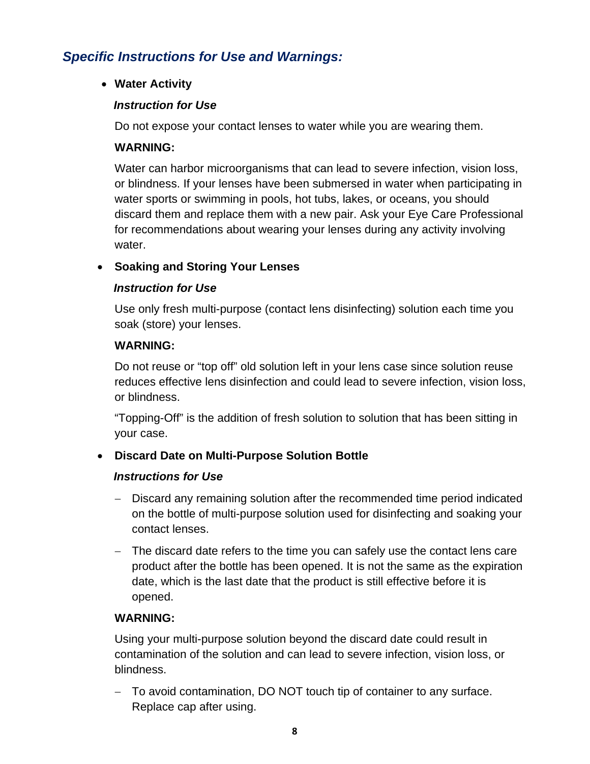## *Specific Instructions for Use and Warnings:*

- **Water Activity**

  ***Instruction for Use***

  Do not expose your contact lenses to water while you are wearing them.

  **WARNING:**

  Water can harbor microorganisms that can lead to severe infection, vision loss, or blindness. If your lenses have been submersed in water when participating in water sports or swimming in pools, hot tubs, lakes, or oceans, you should discard them and replace them with a new pair. Ask your Eye Care Professional for recommendations about wearing your lenses during any activity involving water.

- **Soaking and Storing Your Lenses**

  ***Instruction for Use***

  Use only fresh multi-purpose (contact lens disinfecting) solution each time you soak (store) your lenses.

  **WARNING:**

  Do not reuse or "top off" old solution left in your lens case since solution reuse reduces effective lens disinfection and could lead to severe infection, vision loss, or blindness.

  "Topping-Off" is the addition of fresh solution to solution that has been sitting in your case.

- **Discard Date on Multi-Purpose Solution Bottle**

  ***Instructions for Use***

  - Discard any remaining solution after the recommended time period indicated on the bottle of multi-purpose solution used for disinfecting and soaking your contact lenses.
  - The discard date refers to the time you can safely use the contact lens care product after the bottle has been opened. It is not the same as the expiration date, which is the last date that the product is still effective before it is opened.

  **WARNING:**

  Using your multi-purpose solution beyond the discard date could result in contamination of the solution and can lead to severe infection, vision loss, or blindness.

  - To avoid contamination, DO NOT touch tip of container to any surface. Replace cap after using.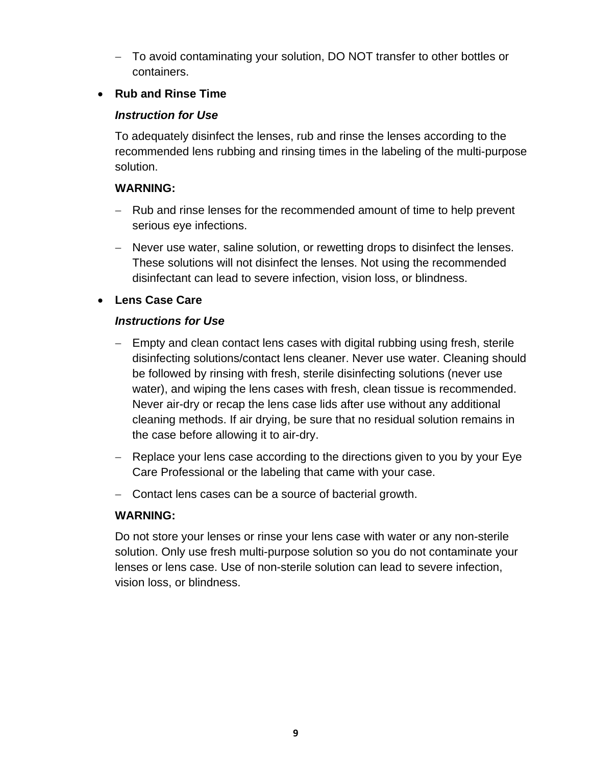- To avoid contaminating your solution, DO NOT transfer to other bottles or containers.

- **Rub and Rinse Time**

  ***Instruction for Use***

  To adequately disinfect the lenses, rub and rinse the lenses according to the recommended lens rubbing and rinsing times in the labeling of the multi-purpose solution.

  **WARNING:**

  - Rub and rinse lenses for the recommended amount of time to help prevent serious eye infections.
  - Never use water, saline solution, or rewetting drops to disinfect the lenses. These solutions will not disinfect the lenses. Not using the recommended disinfectant can lead to severe infection, vision loss, or blindness.

- **Lens Case Care**

  ***Instructions for Use***

  - Empty and clean contact lens cases with digital rubbing using fresh, sterile disinfecting solutions/contact lens cleaner. Never use water. Cleaning should be followed by rinsing with fresh, sterile disinfecting solutions (never use water), and wiping the lens cases with fresh, clean tissue is recommended. Never air-dry or recap the lens case lids after use without any additional cleaning methods. If air drying, be sure that no residual solution remains in the case before allowing it to air-dry.
  - Replace your lens case according to the directions given to you by your Eye Care Professional or the labeling that came with your case.
  - Contact lens cases can be a source of bacterial growth.

  **WARNING:**

  Do not store your lenses or rinse your lens case with water or any non-sterile solution. Only use fresh multi-purpose solution so you do not contaminate your lenses or lens case. Use of non-sterile solution can lead to severe infection, vision loss, or blindness.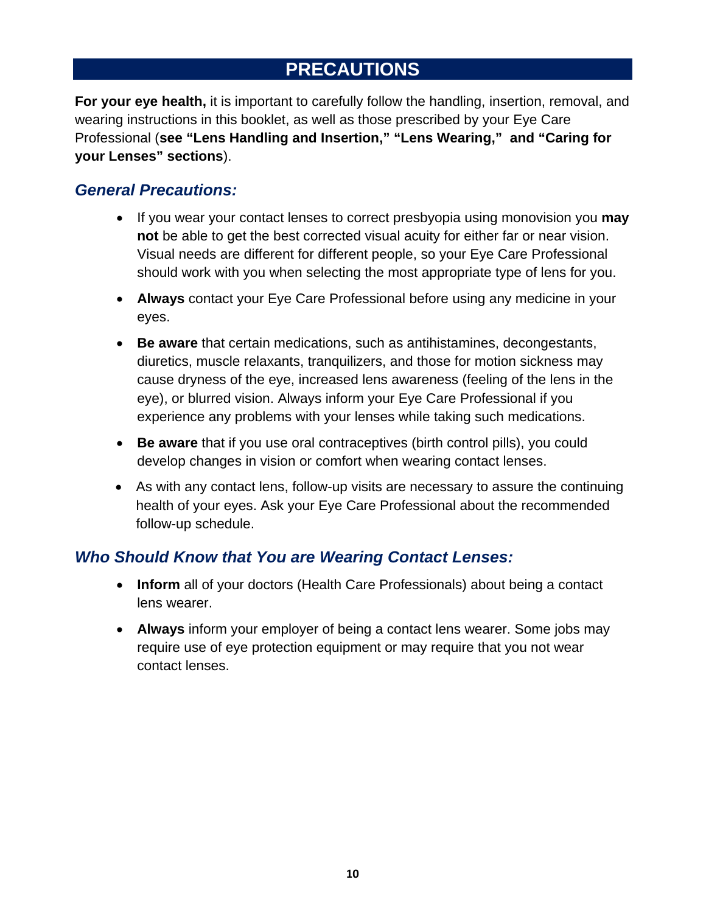# PRECAUTIONS

**For your eye health,** it is important to carefully follow the handling, insertion, removal, and wearing instructions in this booklet, as well as those prescribed by your Eye Care Professional (**see "Lens Handling and Insertion," "Lens Wearing," and "Caring for your Lenses" sections**).

## *General Precautions:*

- If you wear your contact lenses to correct presbyopia using monovision you **may not** be able to get the best corrected visual acuity for either far or near vision. Visual needs are different for different people, so your Eye Care Professional should work with you when selecting the most appropriate type of lens for you.
- **Always** contact your Eye Care Professional before using any medicine in your eyes.
- **Be aware** that certain medications, such as antihistamines, decongestants, diuretics, muscle relaxants, tranquilizers, and those for motion sickness may cause dryness of the eye, increased lens awareness (feeling of the lens in the eye), or blurred vision. Always inform your Eye Care Professional if you experience any problems with your lenses while taking such medications.
- **Be aware** that if you use oral contraceptives (birth control pills), you could develop changes in vision or comfort when wearing contact lenses.
- As with any contact lens, follow-up visits are necessary to assure the continuing health of your eyes. Ask your Eye Care Professional about the recommended follow-up schedule.

## *Who Should Know that You are Wearing Contact Lenses:*

- **Inform** all of your doctors (Health Care Professionals) about being a contact lens wearer.
- **Always** inform your employer of being a contact lens wearer. Some jobs may require use of eye protection equipment or may require that you not wear contact lenses.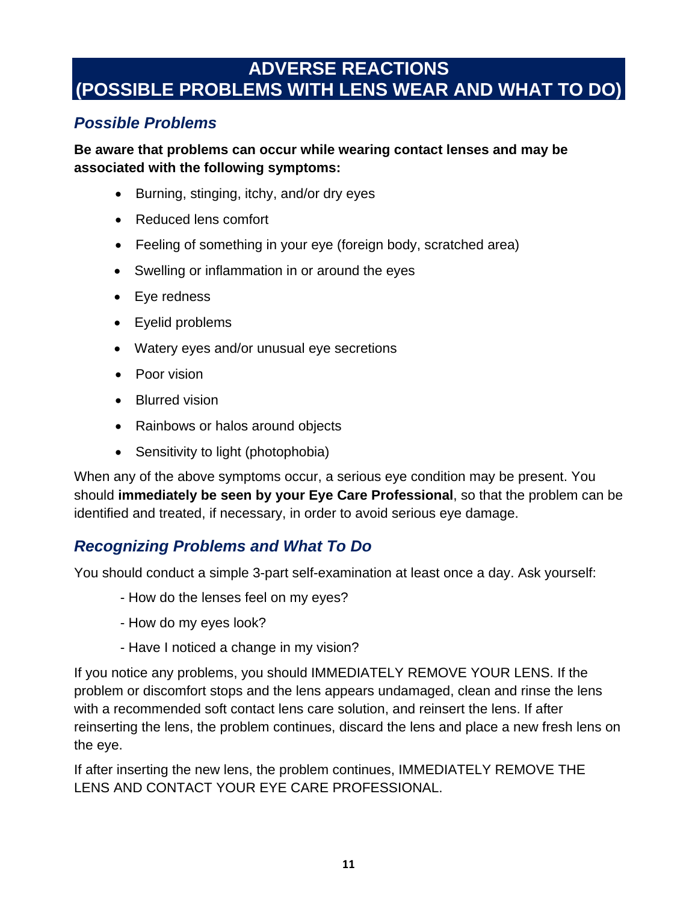# ADVERSE REACTIONS (POSSIBLE PROBLEMS WITH LENS WEAR AND WHAT TO DO)

## *Possible Problems*

**Be aware that problems can occur while wearing contact lenses and may be associated with the following symptoms:**

- Burning, stinging, itchy, and/or dry eyes
- Reduced lens comfort
- Feeling of something in your eye (foreign body, scratched area)
- Swelling or inflammation in or around the eyes
- Eye redness
- Eyelid problems
- Watery eyes and/or unusual eye secretions
- Poor vision
- Blurred vision
- Rainbows or halos around objects
- Sensitivity to light (photophobia)

When any of the above symptoms occur, a serious eye condition may be present. You should **immediately be seen by your Eye Care Professional**, so that the problem can be identified and treated, if necessary, in order to avoid serious eye damage.

## *Recognizing Problems and What To Do*

You should conduct a simple 3-part self-examination at least once a day. Ask yourself:

- How do the lenses feel on my eyes?
- How do my eyes look?
- Have I noticed a change in my vision?

If you notice any problems, you should IMMEDIATELY REMOVE YOUR LENS. If the problem or discomfort stops and the lens appears undamaged, clean and rinse the lens with a recommended soft contact lens care solution, and reinsert the lens. If after reinserting the lens, the problem continues, discard the lens and place a new fresh lens on the eye.

If after inserting the new lens, the problem continues, IMMEDIATELY REMOVE THE LENS AND CONTACT YOUR EYE CARE PROFESSIONAL.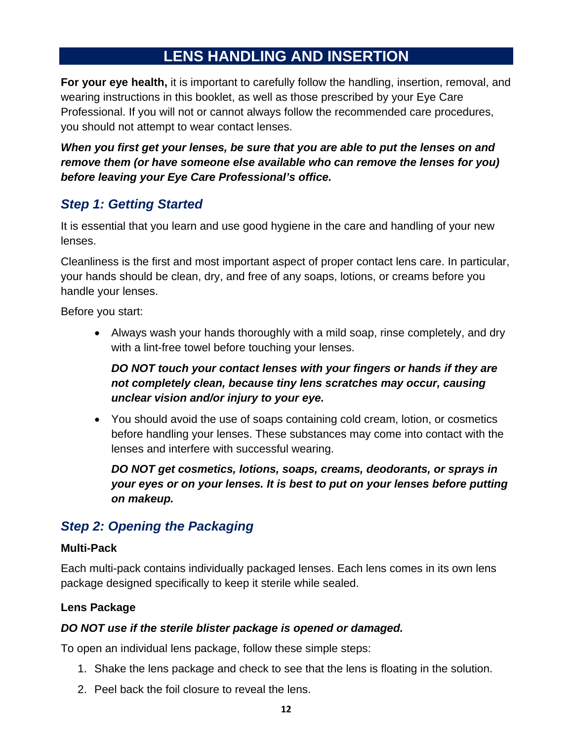# LENS HANDLING AND INSERTION

**For your eye health,** it is important to carefully follow the handling, insertion, removal, and wearing instructions in this booklet, as well as those prescribed by your Eye Care Professional. If you will not or cannot always follow the recommended care procedures, you should not attempt to wear contact lenses.

***When you first get your lenses, be sure that you are able to put the lenses on and remove them (or have someone else available who can remove the lenses for you) before leaving your Eye Care Professional's office.***

## *Step 1: Getting Started*

It is essential that you learn and use good hygiene in the care and handling of your new lenses.

Cleanliness is the first and most important aspect of proper contact lens care. In particular, your hands should be clean, dry, and free of any soaps, lotions, or creams before you handle your lenses.

Before you start:

- Always wash your hands thoroughly with a mild soap, rinse completely, and dry with a lint-free towel before touching your lenses.

  ***DO NOT touch your contact lenses with your fingers or hands if they are not completely clean, because tiny lens scratches may occur, causing unclear vision and/or injury to your eye.***

- You should avoid the use of soaps containing cold cream, lotion, or cosmetics before handling your lenses. These substances may come into contact with the lenses and interfere with successful wearing.

  ***DO NOT get cosmetics, lotions, soaps, creams, deodorants, or sprays in your eyes or on your lenses. It is best to put on your lenses before putting on makeup.***

## *Step 2: Opening the Packaging*

**Multi-Pack**

Each multi-pack contains individually packaged lenses. Each lens comes in its own lens package designed specifically to keep it sterile while sealed.

**Lens Package**

***DO NOT use if the sterile blister package is opened or damaged.***

To open an individual lens package, follow these simple steps:

1. Shake the lens package and check to see that the lens is floating in the solution.
2. Peel back the foil closure to reveal the lens.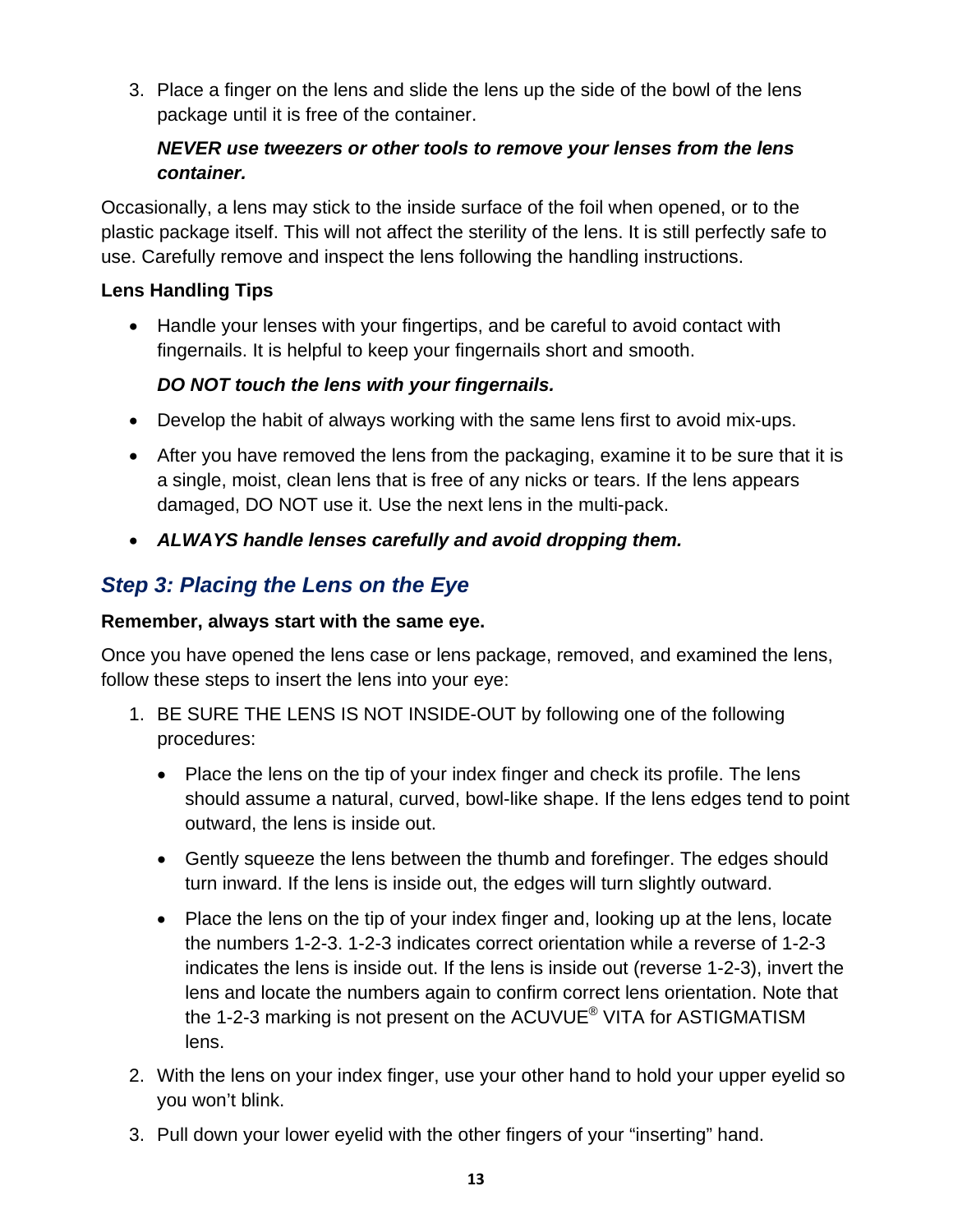3. Place a finger on the lens and slide the lens up the side of the bowl of the lens package until it is free of the container.

   ***NEVER use tweezers or other tools to remove your lenses from the lens container.***

Occasionally, a lens may stick to the inside surface of the foil when opened, or to the plastic package itself. This will not affect the sterility of the lens. It is still perfectly safe to use. Carefully remove and inspect the lens following the handling instructions.

**Lens Handling Tips**

- Handle your lenses with your fingertips, and be careful to avoid contact with fingernails. It is helpful to keep your fingernails short and smooth.

  ***DO NOT touch the lens with your fingernails.***

- Develop the habit of always working with the same lens first to avoid mix-ups.
- After you have removed the lens from the packaging, examine it to be sure that it is a single, moist, clean lens that is free of any nicks or tears. If the lens appears damaged, DO NOT use it. Use the next lens in the multi-pack.
- ***ALWAYS handle lenses carefully and avoid dropping them.***

## *Step 3: Placing the Lens on the Eye*

**Remember, always start with the same eye.**

Once you have opened the lens case or lens package, removed, and examined the lens, follow these steps to insert the lens into your eye:

1. BE SURE THE LENS IS NOT INSIDE-OUT by following one of the following procedures:
   - Place the lens on the tip of your index finger and check its profile. The lens should assume a natural, curved, bowl-like shape. If the lens edges tend to point outward, the lens is inside out.
   - Gently squeeze the lens between the thumb and forefinger. The edges should turn inward. If the lens is inside out, the edges will turn slightly outward.
   - Place the lens on the tip of your index finger and, looking up at the lens, locate the numbers 1-2-3. 1-2-3 indicates correct orientation while a reverse of 1-2-3 indicates the lens is inside out. If the lens is inside out (reverse 1-2-3), invert the lens and locate the numbers again to confirm correct lens orientation. Note that the 1-2-3 marking is not present on the ACUVUE® VITA for ASTIGMATISM lens.
2. With the lens on your index finger, use your other hand to hold your upper eyelid so you won't blink.
3. Pull down your lower eyelid with the other fingers of your "inserting" hand.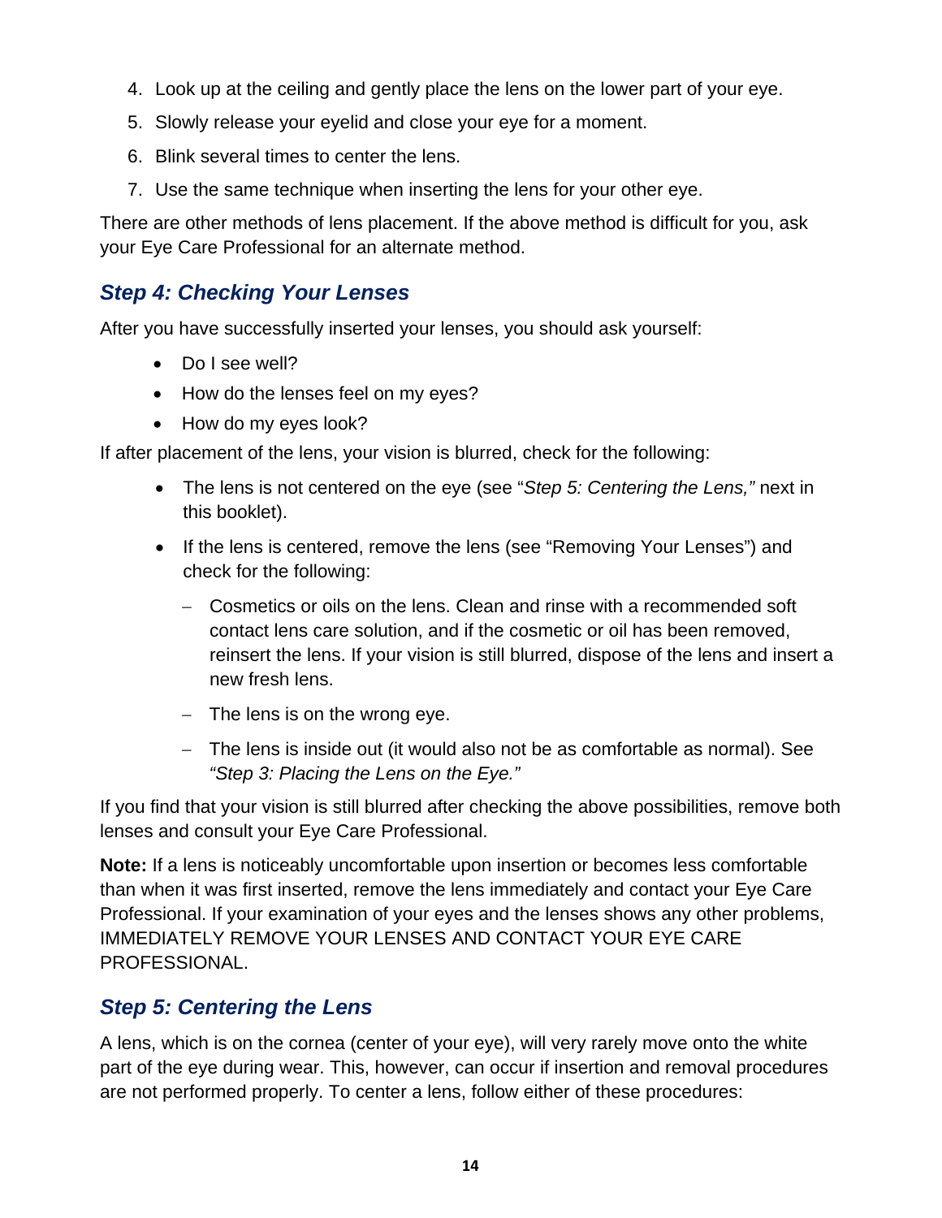4. Look up at the ceiling and gently place the lens on the lower part of your eye.
5. Slowly release your eyelid and close your eye for a moment.
6. Blink several times to center the lens.
7. Use the same technique when inserting the lens for your other eye.

There are other methods of lens placement. If the above method is difficult for you, ask your Eye Care Professional for an alternate method.

## *Step 4: Checking Your Lenses*

After you have successfully inserted your lenses, you should ask yourself:

- Do I see well?
- How do the lenses feel on my eyes?
- How do my eyes look?

If after placement of the lens, your vision is blurred, check for the following:

- The lens is not centered on the eye (see "*Step 5: Centering the Lens,"* next in this booklet).
- If the lens is centered, remove the lens (see "Removing Your Lenses") and check for the following:
  - Cosmetics or oils on the lens. Clean and rinse with a recommended soft contact lens care solution, and if the cosmetic or oil has been removed, reinsert the lens. If your vision is still blurred, dispose of the lens and insert a new fresh lens.
  - The lens is on the wrong eye.
  - The lens is inside out (it would also not be as comfortable as normal). See *"Step 3: Placing the Lens on the Eye."*

If you find that your vision is still blurred after checking the above possibilities, remove both lenses and consult your Eye Care Professional.

**Note:** If a lens is noticeably uncomfortable upon insertion or becomes less comfortable than when it was first inserted, remove the lens immediately and contact your Eye Care Professional. If your examination of your eyes and the lenses shows any other problems, IMMEDIATELY REMOVE YOUR LENSES AND CONTACT YOUR EYE CARE PROFESSIONAL.

## *Step 5: Centering the Lens*

A lens, which is on the cornea (center of your eye), will very rarely move onto the white part of the eye during wear. This, however, can occur if insertion and removal procedures are not performed properly. To center a lens, follow either of these procedures: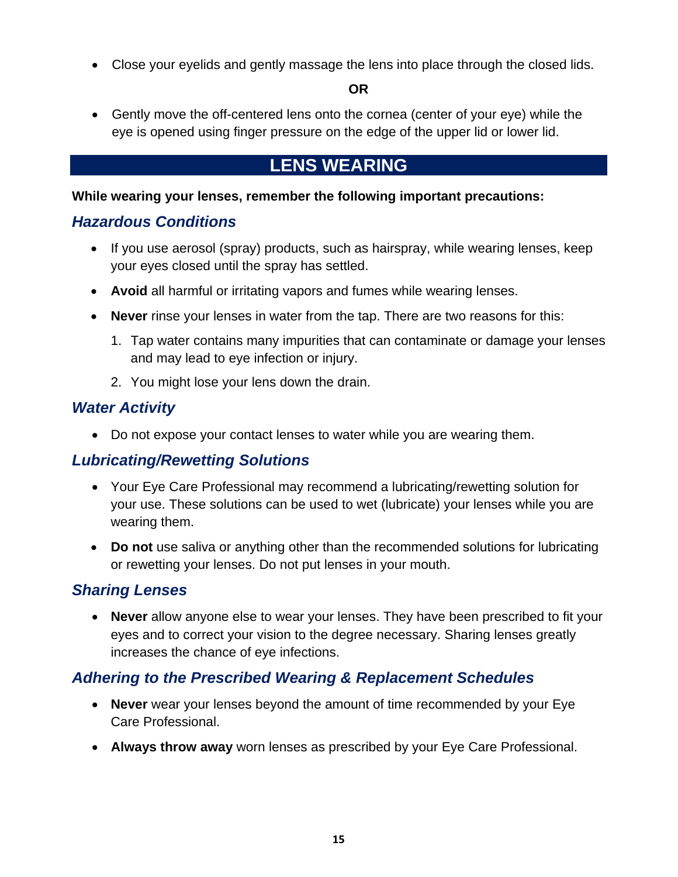- Close your eyelids and gently massage the lens into place through the closed lids.

**OR**

- Gently move the off-centered lens onto the cornea (center of your eye) while the eye is opened using finger pressure on the edge of the upper lid or lower lid.

# LENS WEARING

**While wearing your lenses, remember the following important precautions:**

## *Hazardous Conditions*

- If you use aerosol (spray) products, such as hairspray, while wearing lenses, keep your eyes closed until the spray has settled.
- **Avoid** all harmful or irritating vapors and fumes while wearing lenses.
- **Never** rinse your lenses in water from the tap. There are two reasons for this:
  1. Tap water contains many impurities that can contaminate or damage your lenses and may lead to eye infection or injury.
  2. You might lose your lens down the drain.

## *Water Activity*

- Do not expose your contact lenses to water while you are wearing them.

## *Lubricating/Rewetting Solutions*

- Your Eye Care Professional may recommend a lubricating/rewetting solution for your use. These solutions can be used to wet (lubricate) your lenses while you are wearing them.
- **Do not** use saliva or anything other than the recommended solutions for lubricating or rewetting your lenses. Do not put lenses in your mouth.

## *Sharing Lenses*

- **Never** allow anyone else to wear your lenses. They have been prescribed to fit your eyes and to correct your vision to the degree necessary. Sharing lenses greatly increases the chance of eye infections.

## *Adhering to the Prescribed Wearing & Replacement Schedules*

- **Never** wear your lenses beyond the amount of time recommended by your Eye Care Professional.
- **Always throw away** worn lenses as prescribed by your Eye Care Professional.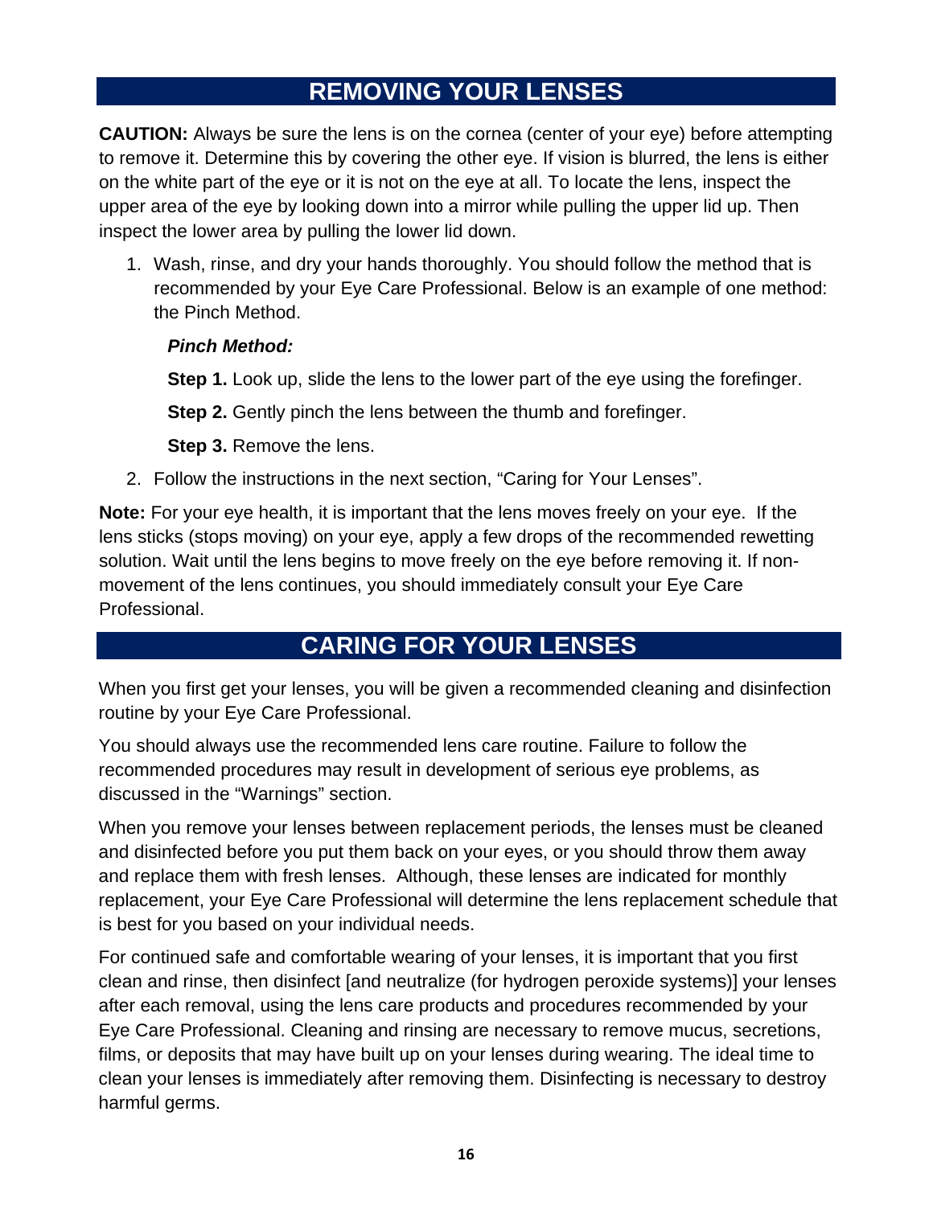## REMOVING YOUR LENSES

**CAUTION:** Always be sure the lens is on the cornea (center of your eye) before attempting to remove it. Determine this by covering the other eye. If vision is blurred, the lens is either on the white part of the eye or it is not on the eye at all. To locate the lens, inspect the upper area of the eye by looking down into a mirror while pulling the upper lid up. Then inspect the lower area by pulling the lower lid down.

1. Wash, rinse, and dry your hands thoroughly. You should follow the method that is recommended by your Eye Care Professional. Below is an example of one method: the Pinch Method.

   ***Pinch Method:***

   **Step 1.** Look up, slide the lens to the lower part of the eye using the forefinger.

   **Step 2.** Gently pinch the lens between the thumb and forefinger.

   **Step 3.** Remove the lens.

2. Follow the instructions in the next section, "Caring for Your Lenses".

**Note:** For your eye health, it is important that the lens moves freely on your eye. If the lens sticks (stops moving) on your eye, apply a few drops of the recommended rewetting solution. Wait until the lens begins to move freely on the eye before removing it. If non-movement of the lens continues, you should immediately consult your Eye Care Professional.

## CARING FOR YOUR LENSES

When you first get your lenses, you will be given a recommended cleaning and disinfection routine by your Eye Care Professional.

You should always use the recommended lens care routine. Failure to follow the recommended procedures may result in development of serious eye problems, as discussed in the "Warnings" section.

When you remove your lenses between replacement periods, the lenses must be cleaned and disinfected before you put them back on your eyes, or you should throw them away and replace them with fresh lenses. Although, these lenses are indicated for monthly replacement, your Eye Care Professional will determine the lens replacement schedule that is best for you based on your individual needs.

For continued safe and comfortable wearing of your lenses, it is important that you first clean and rinse, then disinfect [and neutralize (for hydrogen peroxide systems)] your lenses after each removal, using the lens care products and procedures recommended by your Eye Care Professional. Cleaning and rinsing are necessary to remove mucus, secretions, films, or deposits that may have built up on your lenses during wearing. The ideal time to clean your lenses is immediately after removing them. Disinfecting is necessary to destroy harmful germs.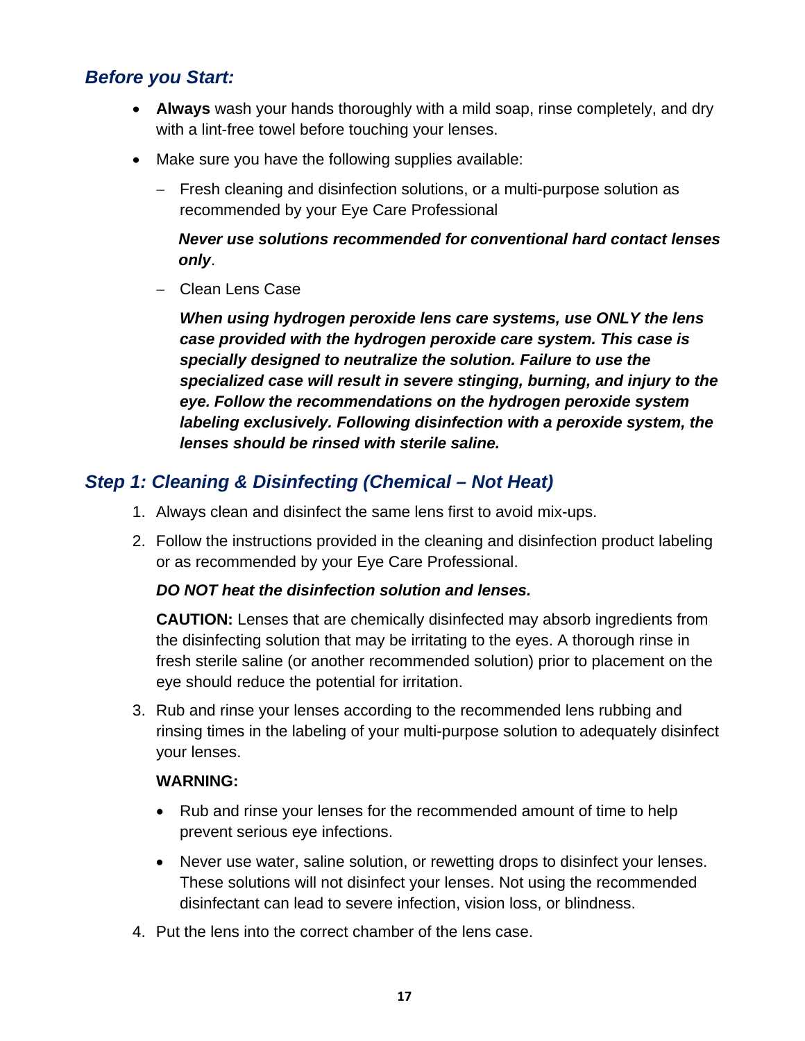## *Before you Start:*

- **Always** wash your hands thoroughly with a mild soap, rinse completely, and dry with a lint-free towel before touching your lenses.
- Make sure you have the following supplies available:
  - Fresh cleaning and disinfection solutions, or a multi-purpose solution as recommended by your Eye Care Professional

    ***Never use solutions recommended for conventional hard contact lenses only***.

  - Clean Lens Case

    ***When using hydrogen peroxide lens care systems, use ONLY the lens case provided with the hydrogen peroxide care system. This case is specially designed to neutralize the solution. Failure to use the specialized case will result in severe stinging, burning, and injury to the eye. Follow the recommendations on the hydrogen peroxide system labeling exclusively. Following disinfection with a peroxide system, the lenses should be rinsed with sterile saline.***

## *Step 1: Cleaning & Disinfecting (Chemical – Not Heat)*

1. Always clean and disinfect the same lens first to avoid mix-ups.
2. Follow the instructions provided in the cleaning and disinfection product labeling or as recommended by your Eye Care Professional.

   ***DO NOT heat the disinfection solution and lenses.***

   **CAUTION:** Lenses that are chemically disinfected may absorb ingredients from the disinfecting solution that may be irritating to the eyes. A thorough rinse in fresh sterile saline (or another recommended solution) prior to placement on the eye should reduce the potential for irritation.

3. Rub and rinse your lenses according to the recommended lens rubbing and rinsing times in the labeling of your multi-purpose solution to adequately disinfect your lenses.

   **WARNING:**

   - Rub and rinse your lenses for the recommended amount of time to help prevent serious eye infections.
   - Never use water, saline solution, or rewetting drops to disinfect your lenses. These solutions will not disinfect your lenses. Not using the recommended disinfectant can lead to severe infection, vision loss, or blindness.

4. Put the lens into the correct chamber of the lens case.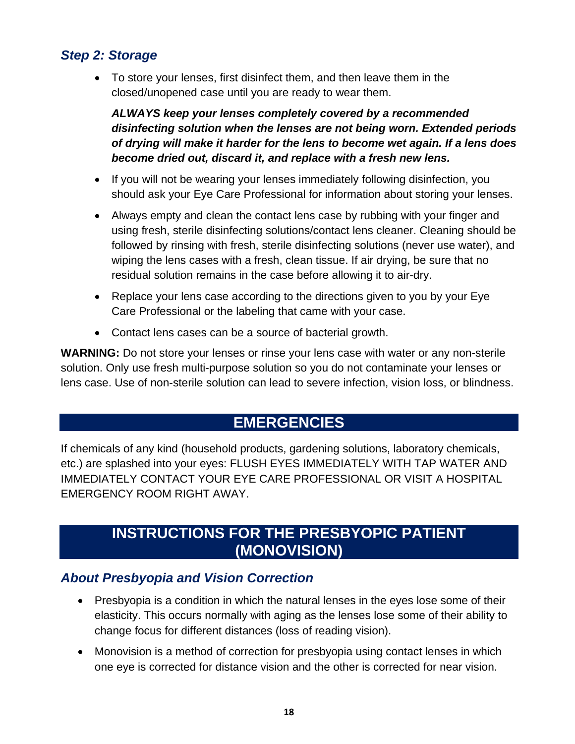### *Step 2: Storage*

- To store your lenses, first disinfect them, and then leave them in the closed/unopened case until you are ready to wear them.

  ***ALWAYS keep your lenses completely covered by a recommended disinfecting solution when the lenses are not being worn. Extended periods of drying will make it harder for the lens to become wet again. If a lens does become dried out, discard it, and replace with a fresh new lens.***

- If you will not be wearing your lenses immediately following disinfection, you should ask your Eye Care Professional for information about storing your lenses.
- Always empty and clean the contact lens case by rubbing with your finger and using fresh, sterile disinfecting solutions/contact lens cleaner. Cleaning should be followed by rinsing with fresh, sterile disinfecting solutions (never use water), and wiping the lens cases with a fresh, clean tissue. If air drying, be sure that no residual solution remains in the case before allowing it to air-dry.
- Replace your lens case according to the directions given to you by your Eye Care Professional or the labeling that came with your case.
- Contact lens cases can be a source of bacterial growth.

**WARNING:** Do not store your lenses or rinse your lens case with water or any non-sterile solution. Only use fresh multi-purpose solution so you do not contaminate your lenses or lens case. Use of non-sterile solution can lead to severe infection, vision loss, or blindness.

## EMERGENCIES

If chemicals of any kind (household products, gardening solutions, laboratory chemicals, etc.) are splashed into your eyes: FLUSH EYES IMMEDIATELY WITH TAP WATER AND IMMEDIATELY CONTACT YOUR EYE CARE PROFESSIONAL OR VISIT A HOSPITAL EMERGENCY ROOM RIGHT AWAY.

## INSTRUCTIONS FOR THE PRESBYOPIC PATIENT (MONOVISION)

### *About Presbyopia and Vision Correction*

- Presbyopia is a condition in which the natural lenses in the eyes lose some of their elasticity. This occurs normally with aging as the lenses lose some of their ability to change focus for different distances (loss of reading vision).
- Monovision is a method of correction for presbyopia using contact lenses in which one eye is corrected for distance vision and the other is corrected for near vision.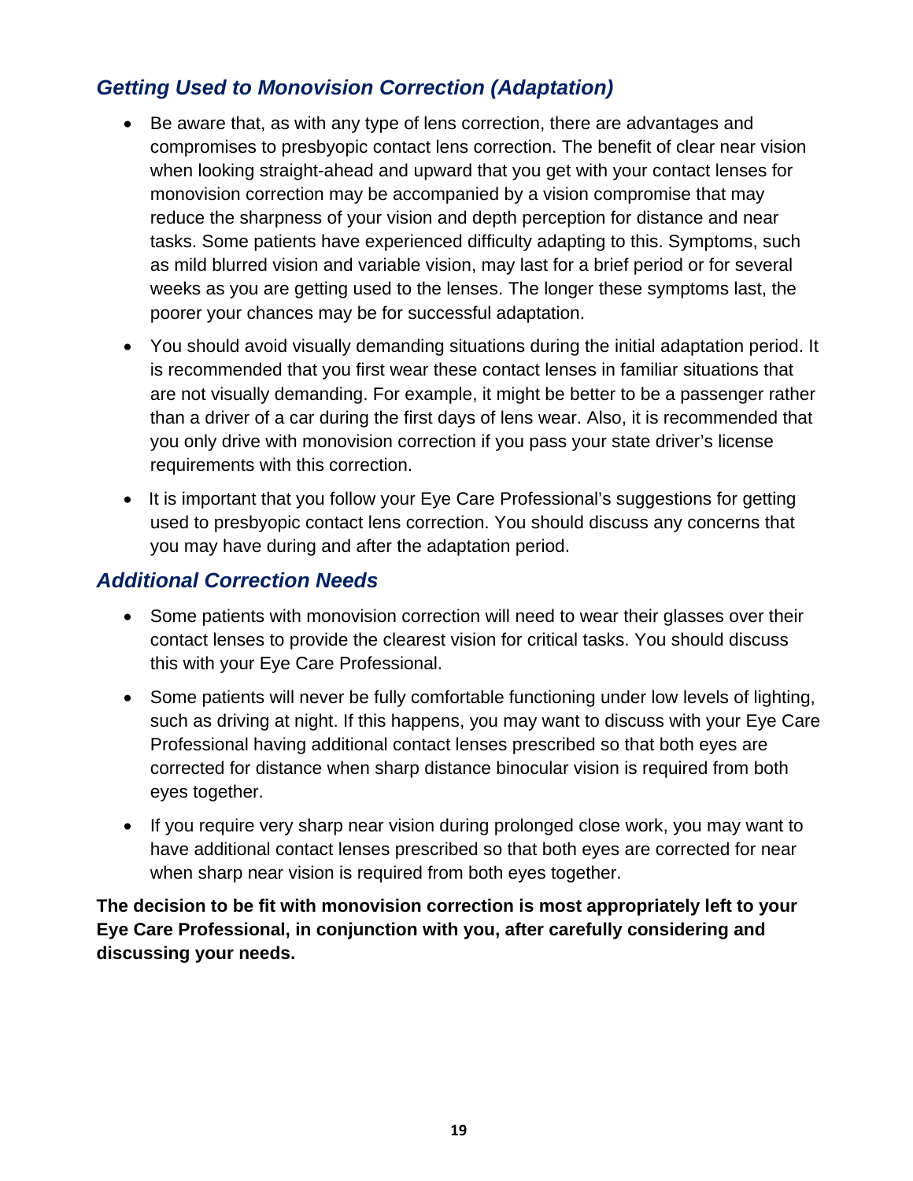## *Getting Used to Monovision Correction (Adaptation)*

- Be aware that, as with any type of lens correction, there are advantages and compromises to presbyopic contact lens correction. The benefit of clear near vision when looking straight-ahead and upward that you get with your contact lenses for monovision correction may be accompanied by a vision compromise that may reduce the sharpness of your vision and depth perception for distance and near tasks. Some patients have experienced difficulty adapting to this. Symptoms, such as mild blurred vision and variable vision, may last for a brief period or for several weeks as you are getting used to the lenses. The longer these symptoms last, the poorer your chances may be for successful adaptation.
- You should avoid visually demanding situations during the initial adaptation period. It is recommended that you first wear these contact lenses in familiar situations that are not visually demanding. For example, it might be better to be a passenger rather than a driver of a car during the first days of lens wear. Also, it is recommended that you only drive with monovision correction if you pass your state driver's license requirements with this correction.
- It is important that you follow your Eye Care Professional's suggestions for getting used to presbyopic contact lens correction. You should discuss any concerns that you may have during and after the adaptation period.

## *Additional Correction Needs*

- Some patients with monovision correction will need to wear their glasses over their contact lenses to provide the clearest vision for critical tasks. You should discuss this with your Eye Care Professional.
- Some patients will never be fully comfortable functioning under low levels of lighting, such as driving at night. If this happens, you may want to discuss with your Eye Care Professional having additional contact lenses prescribed so that both eyes are corrected for distance when sharp distance binocular vision is required from both eyes together.
- If you require very sharp near vision during prolonged close work, you may want to have additional contact lenses prescribed so that both eyes are corrected for near when sharp near vision is required from both eyes together.

**The decision to be fit with monovision correction is most appropriately left to your Eye Care Professional, in conjunction with you, after carefully considering and discussing your needs.**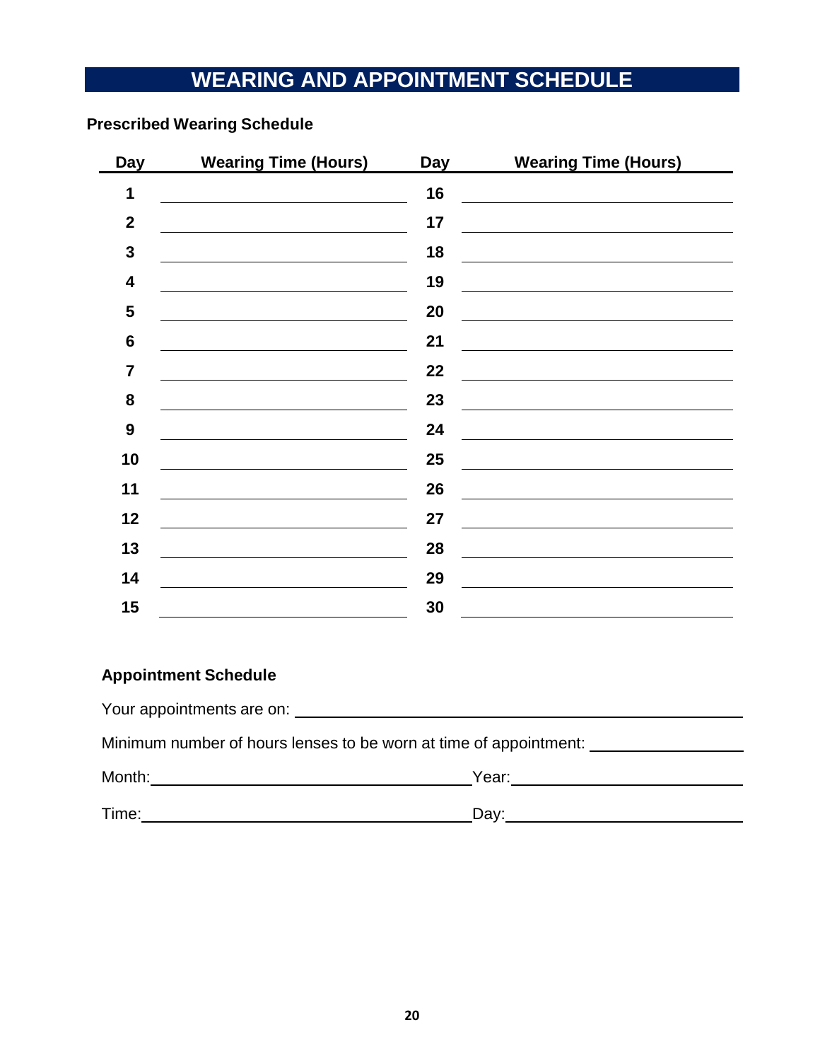# WEARING AND APPOINTMENT SCHEDULE

## Prescribed Wearing Schedule

| Day | Wearing Time (Hours) | Day | Wearing Time (Hours) |
|---|---|---|---|
| 1 | | 16 | |
| 2 | | 17 | |
| 3 | | 18 | |
| 4 | | 19 | |
| 5 | | 20 | |
| 6 | | 21 | |
| 7 | | 22 | |
| 8 | | 23 | |
| 9 | | 24 | |
| 10 | | 25 | |
| 11 | | 26 | |
| 12 | | 27 | |
| 13 | | 28 | |
| 14 | | 29 | |
| 15 | | 30 | |

## Appointment Schedule

Your appointments are on: ______________________________

Minimum number of hours lenses to be worn at time of appointment: ______________

Month: ______________________ Year: ______________________

Time: ______________________ Day: ______________________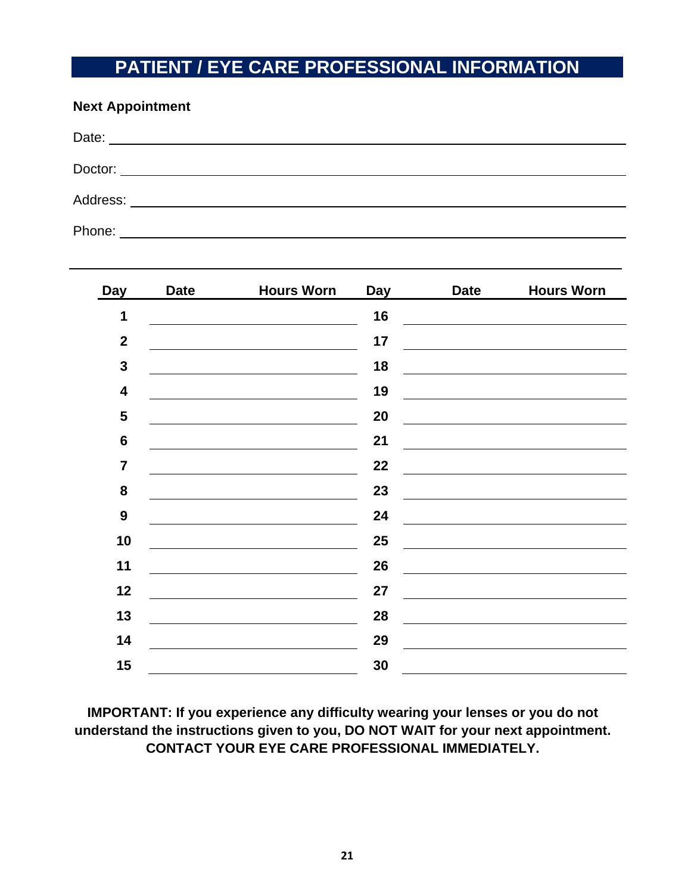# PATIENT / EYE CARE PROFESSIONAL INFORMATION

**Next Appointment**

Date: ______________________________

Doctor: ______________________________

Address: ______________________________

Phone: ______________________________

| Day | Date | Hours Worn | Day | Date | Hours Worn |
|---|---|---|---|---|---|
| **1** | | | **16** | | |
| **2** | | | **17** | | |
| **3** | | | **18** | | |
| **4** | | | **19** | | |
| **5** | | | **20** | | |
| **6** | | | **21** | | |
| **7** | | | **22** | | |
| **8** | | | **23** | | |
| **9** | | | **24** | | |
| **10** | | | **25** | | |
| **11** | | | **26** | | |
| **12** | | | **27** | | |
| **13** | | | **28** | | |
| **14** | | | **29** | | |
| **15** | | | **30** | | |

**IMPORTANT: If you experience any difficulty wearing your lenses or you do not understand the instructions given to you, DO NOT WAIT for your next appointment. CONTACT YOUR EYE CARE PROFESSIONAL IMMEDIATELY.**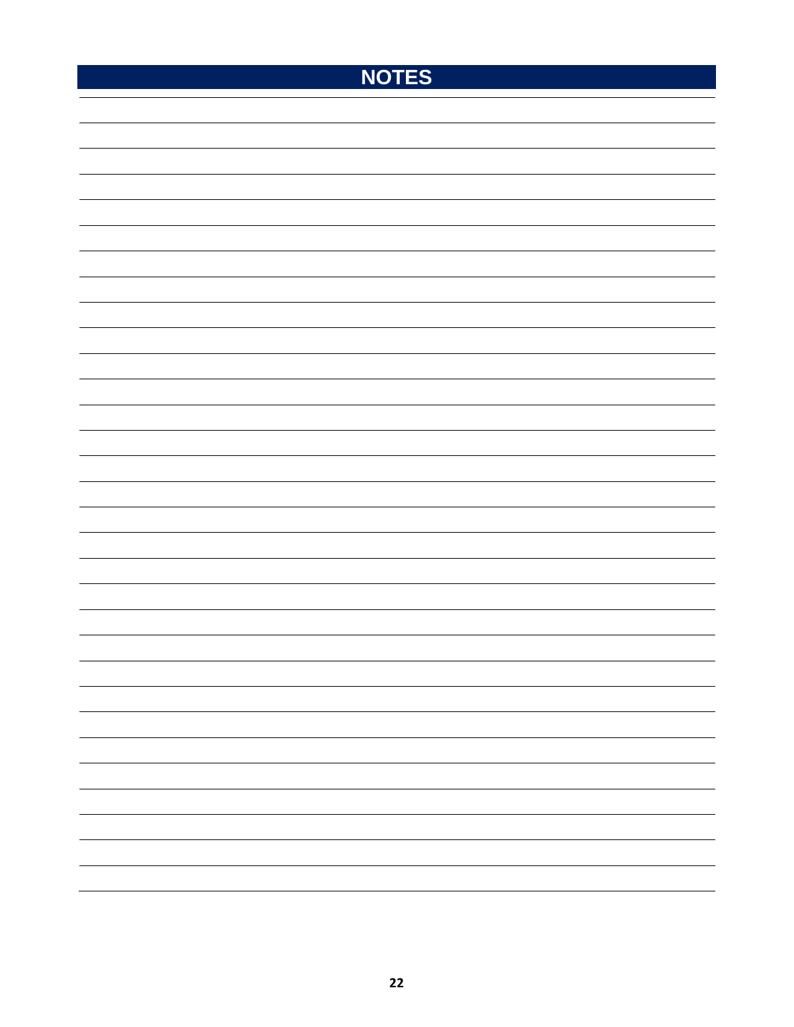# NOTES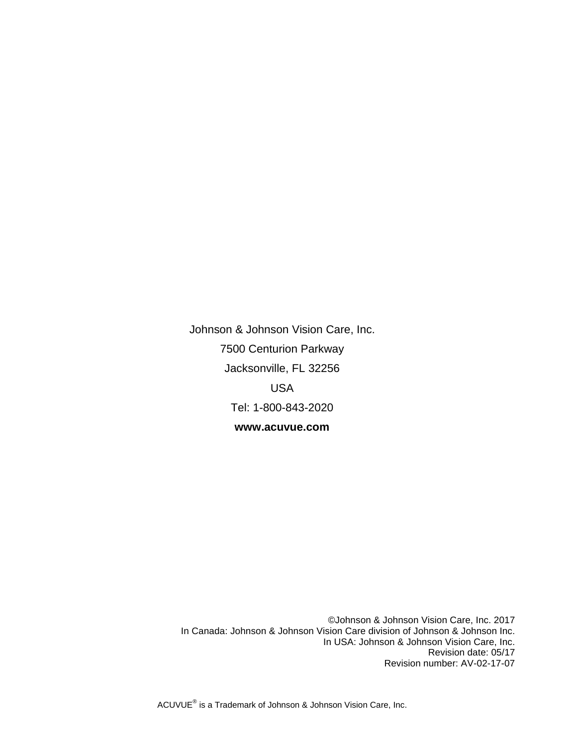Johnson & Johnson Vision Care, Inc.

7500 Centurion Parkway

Jacksonville, FL 32256

USA

Tel: 1-800-843-2020

**www.acuvue.com**

©Johnson & Johnson Vision Care, Inc. 2017
In Canada: Johnson & Johnson Vision Care division of Johnson & Johnson Inc.
In USA: Johnson & Johnson Vision Care, Inc.
Revision date: 05/17
Revision number: AV-02-17-07

ACUVUE® is a Trademark of Johnson & Johnson Vision Care, Inc.